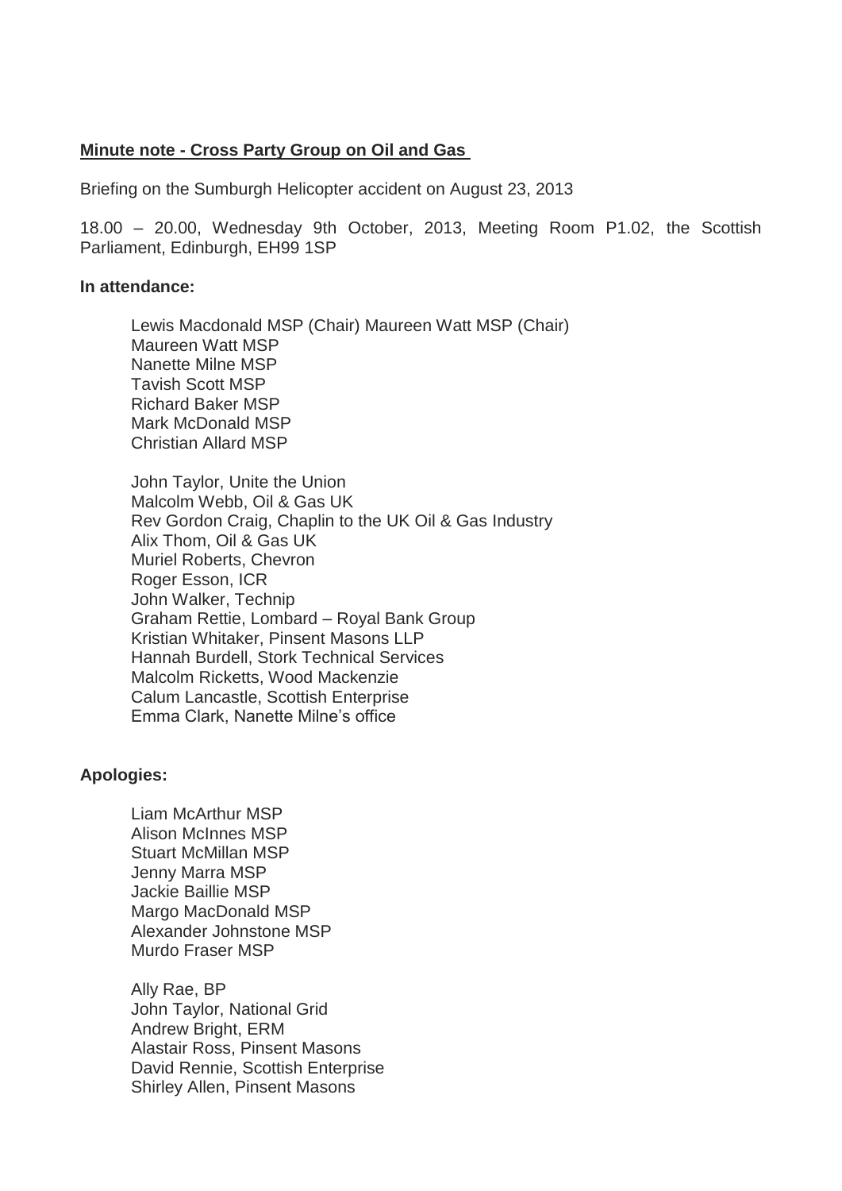**Minute note - Cross Party Group on Oil and Gas**

Briefing on the Sumburgh Helicopter accident on August 23, 2013

18.00 – 20.00, Wednesday 9th October, 2013, Meeting Room P1.02, the Scottish Parliament, Edinburgh, EH99 1SP

**In attendance:**

Lewis Macdonald MSP (Chair) Maureen Watt MSP (Chair)
Maureen Watt MSP
Nanette Milne MSP
Tavish Scott MSP
Richard Baker MSP
Mark McDonald MSP
Christian Allard MSP

John Taylor, Unite the Union
Malcolm Webb, Oil & Gas UK
Rev Gordon Craig, Chaplin to the UK Oil & Gas Industry
Alix Thom, Oil & Gas UK
Muriel Roberts, Chevron
Roger Esson, ICR
John Walker, Technip
Graham Rettie, Lombard – Royal Bank Group
Kristian Whitaker, Pinsent Masons LLP
Hannah Burdell, Stork Technical Services
Malcolm Ricketts, Wood Mackenzie
Calum Lancastle, Scottish Enterprise
Emma Clark, Nanette Milne's office

**Apologies:**

Liam McArthur MSP
Alison McInnes MSP
Stuart McMillan MSP
Jenny Marra MSP
Jackie Baillie MSP
Margo MacDonald MSP
Alexander Johnstone MSP
Murdo Fraser MSP

Ally Rae, BP
John Taylor, National Grid
Andrew Bright, ERM
Alastair Ross, Pinsent Masons
David Rennie, Scottish Enterprise
Shirley Allen, Pinsent Masons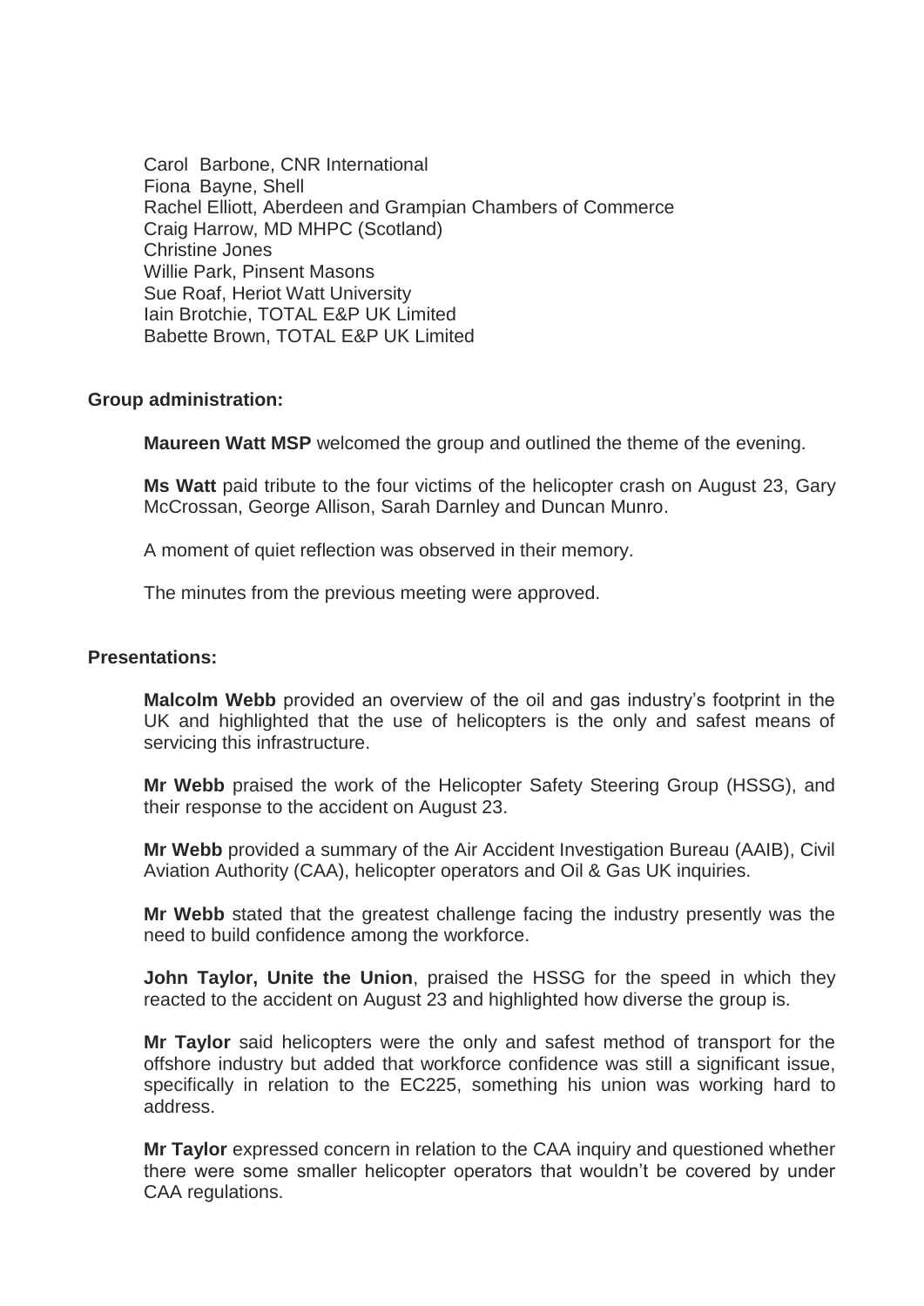Carol Barbone, CNR International
Fiona Bayne, Shell
Rachel Elliott, Aberdeen and Grampian Chambers of Commerce
Craig Harrow, MD MHPC (Scotland)
Christine Jones
Willie Park, Pinsent Masons
Sue Roaf, Heriot Watt University
Iain Brotchie, TOTAL E&P UK Limited
Babette Brown, TOTAL E&P UK Limited

**Group administration:**

**Maureen Watt MSP** welcomed the group and outlined the theme of the evening.

**Ms Watt** paid tribute to the four victims of the helicopter crash on August 23, Gary McCrossan, George Allison, Sarah Darnley and Duncan Munro.

A moment of quiet reflection was observed in their memory.

The minutes from the previous meeting were approved.

**Presentations:**

**Malcolm Webb** provided an overview of the oil and gas industry's footprint in the UK and highlighted that the use of helicopters is the only and safest means of servicing this infrastructure.

**Mr Webb** praised the work of the Helicopter Safety Steering Group (HSSG), and their response to the accident on August 23.

**Mr Webb** provided a summary of the Air Accident Investigation Bureau (AAIB), Civil Aviation Authority (CAA), helicopter operators and Oil & Gas UK inquiries.

**Mr Webb** stated that the greatest challenge facing the industry presently was the need to build confidence among the workforce.

**John Taylor, Unite the Union**, praised the HSSG for the speed in which they reacted to the accident on August 23 and highlighted how diverse the group is.

**Mr Taylor** said helicopters were the only and safest method of transport for the offshore industry but added that workforce confidence was still a significant issue, specifically in relation to the EC225, something his union was working hard to address.

**Mr Taylor** expressed concern in relation to the CAA inquiry and questioned whether there were some smaller helicopter operators that wouldn't be covered by under CAA regulations.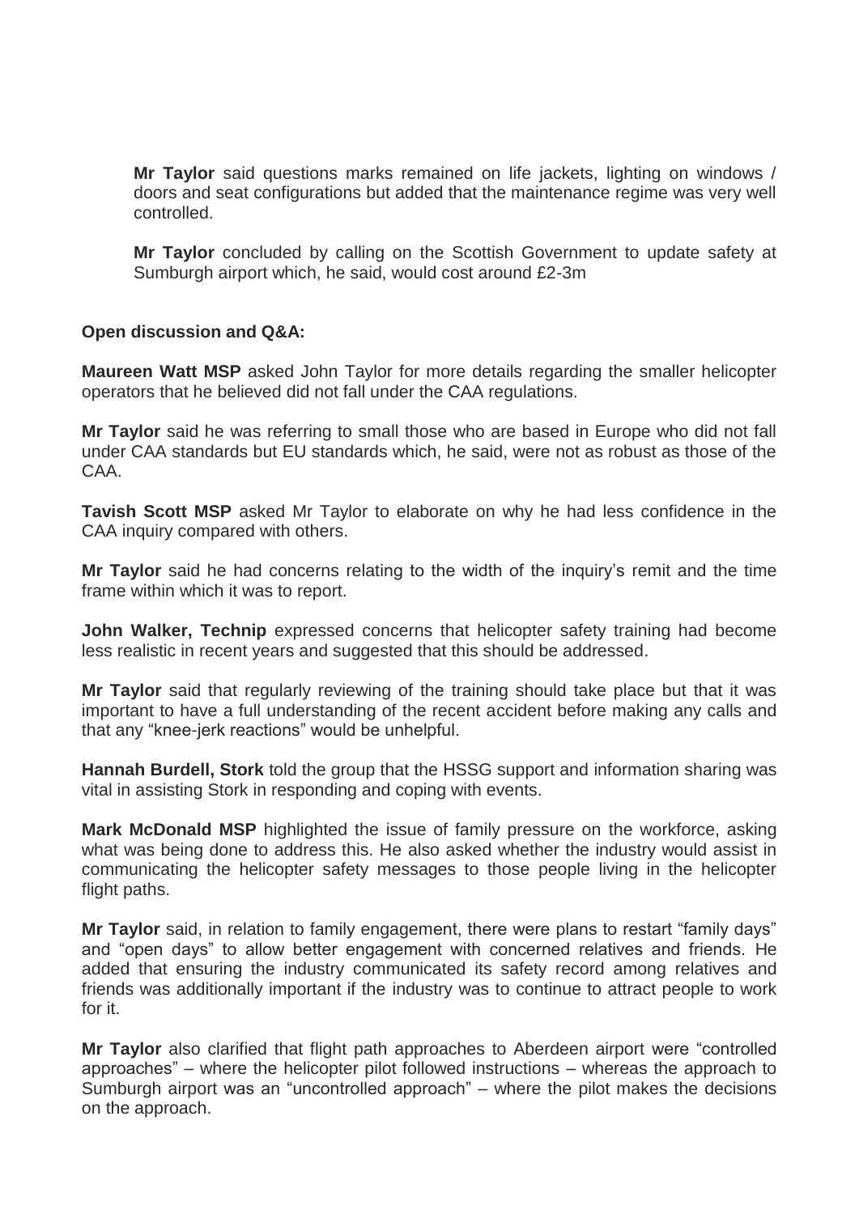**Mr Taylor** said questions marks remained on life jackets, lighting on windows / doors and seat configurations but added that the maintenance regime was very well controlled.

**Mr Taylor** concluded by calling on the Scottish Government to update safety at Sumburgh airport which, he said, would cost around £2-3m

**Open discussion and Q&A:**

**Maureen Watt MSP** asked John Taylor for more details regarding the smaller helicopter operators that he believed did not fall under the CAA regulations.

**Mr Taylor** said he was referring to small those who are based in Europe who did not fall under CAA standards but EU standards which, he said, were not as robust as those of the CAA.

**Tavish Scott MSP** asked Mr Taylor to elaborate on why he had less confidence in the CAA inquiry compared with others.

**Mr Taylor** said he had concerns relating to the width of the inquiry's remit and the time frame within which it was to report.

**John Walker, Technip** expressed concerns that helicopter safety training had become less realistic in recent years and suggested that this should be addressed.

**Mr Taylor** said that regularly reviewing of the training should take place but that it was important to have a full understanding of the recent accident before making any calls and that any "knee-jerk reactions" would be unhelpful.

**Hannah Burdell, Stork** told the group that the HSSG support and information sharing was vital in assisting Stork in responding and coping with events.

**Mark McDonald MSP** highlighted the issue of family pressure on the workforce, asking what was being done to address this. He also asked whether the industry would assist in communicating the helicopter safety messages to those people living in the helicopter flight paths.

**Mr Taylor** said, in relation to family engagement, there were plans to restart "family days" and "open days" to allow better engagement with concerned relatives and friends. He added that ensuring the industry communicated its safety record among relatives and friends was additionally important if the industry was to continue to attract people to work for it.

**Mr Taylor** also clarified that flight path approaches to Aberdeen airport were "controlled approaches" – where the helicopter pilot followed instructions – whereas the approach to Sumburgh airport was an "uncontrolled approach" – where the pilot makes the decisions on the approach.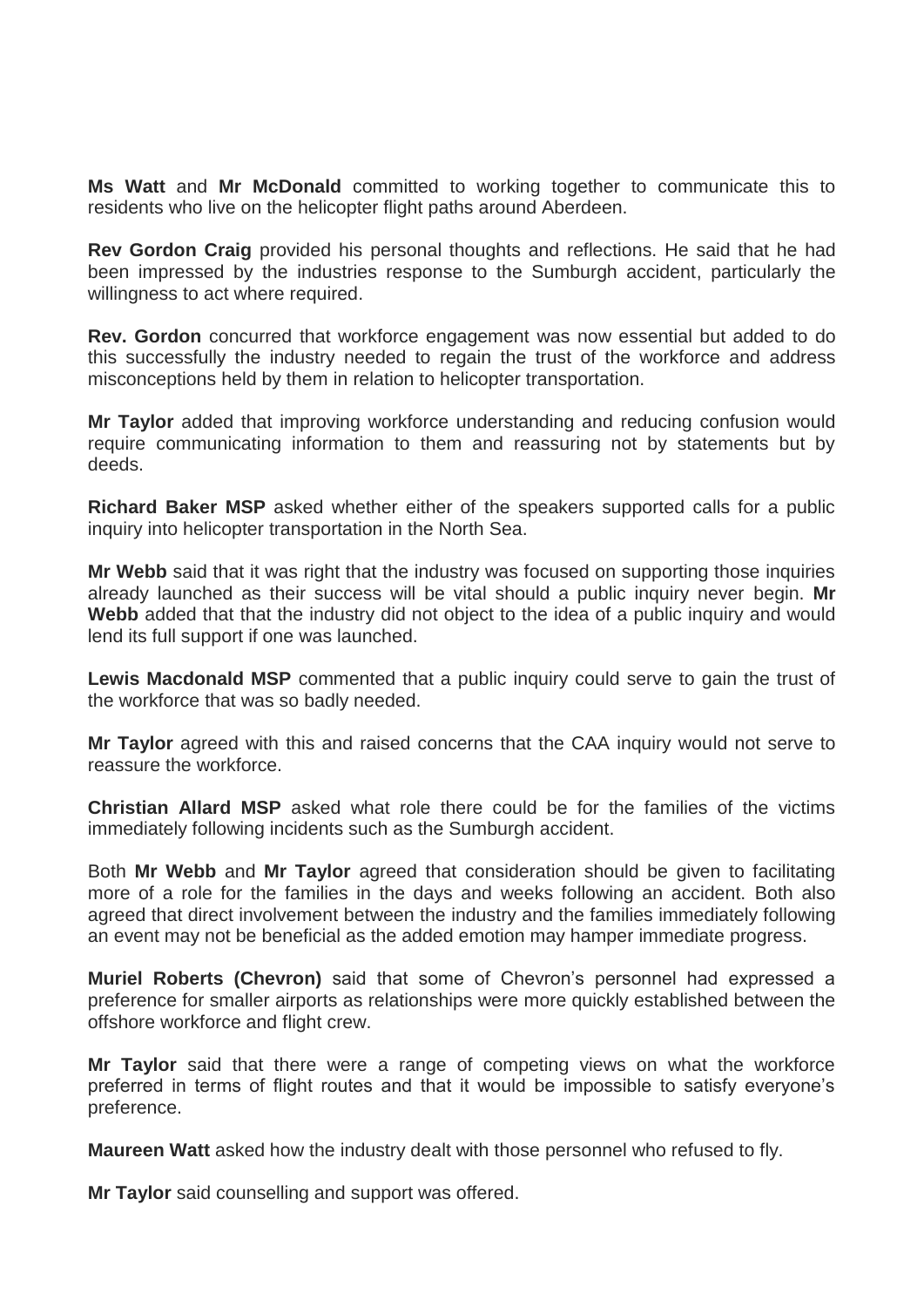**Ms Watt** and **Mr McDonald** committed to working together to communicate this to residents who live on the helicopter flight paths around Aberdeen.

**Rev Gordon Craig** provided his personal thoughts and reflections. He said that he had been impressed by the industries response to the Sumburgh accident, particularly the willingness to act where required.

**Rev. Gordon** concurred that workforce engagement was now essential but added to do this successfully the industry needed to regain the trust of the workforce and address misconceptions held by them in relation to helicopter transportation.

**Mr Taylor** added that improving workforce understanding and reducing confusion would require communicating information to them and reassuring not by statements but by deeds.

**Richard Baker MSP** asked whether either of the speakers supported calls for a public inquiry into helicopter transportation in the North Sea.

**Mr Webb** said that it was right that the industry was focused on supporting those inquiries already launched as their success will be vital should a public inquiry never begin. **Mr Webb** added that that the industry did not object to the idea of a public inquiry and would lend its full support if one was launched.

**Lewis Macdonald MSP** commented that a public inquiry could serve to gain the trust of the workforce that was so badly needed.

**Mr Taylor** agreed with this and raised concerns that the CAA inquiry would not serve to reassure the workforce.

**Christian Allard MSP** asked what role there could be for the families of the victims immediately following incidents such as the Sumburgh accident.

Both **Mr Webb** and **Mr Taylor** agreed that consideration should be given to facilitating more of a role for the families in the days and weeks following an accident. Both also agreed that direct involvement between the industry and the families immediately following an event may not be beneficial as the added emotion may hamper immediate progress.

**Muriel Roberts (Chevron)** said that some of Chevron's personnel had expressed a preference for smaller airports as relationships were more quickly established between the offshore workforce and flight crew.

**Mr Taylor** said that there were a range of competing views on what the workforce preferred in terms of flight routes and that it would be impossible to satisfy everyone's preference.

**Maureen Watt** asked how the industry dealt with those personnel who refused to fly.

**Mr Taylor** said counselling and support was offered.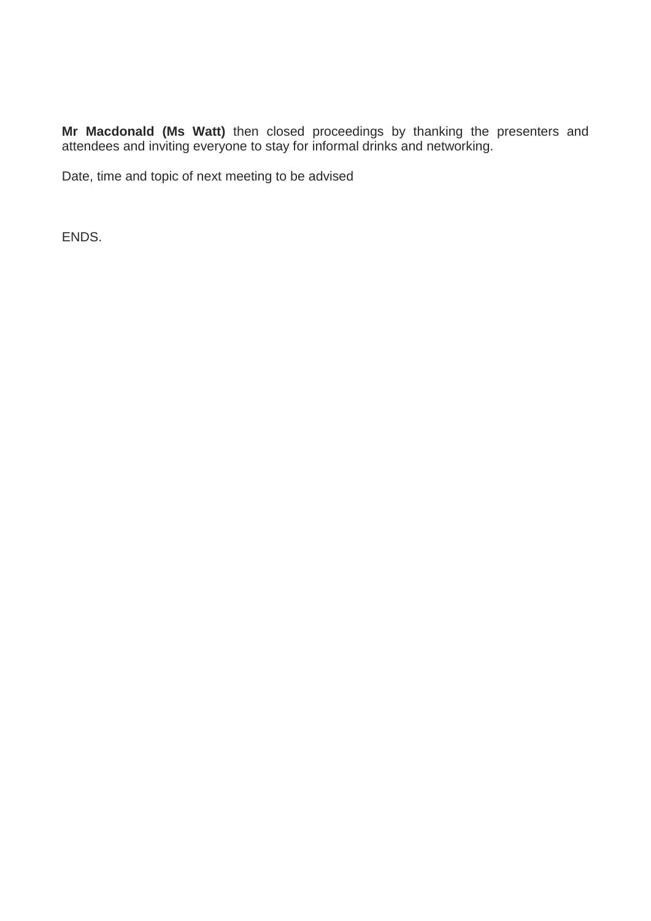**Mr Macdonald (Ms Watt)** then closed proceedings by thanking the presenters and attendees and inviting everyone to stay for informal drinks and networking.

Date, time and topic of next meeting to be advised

ENDS.